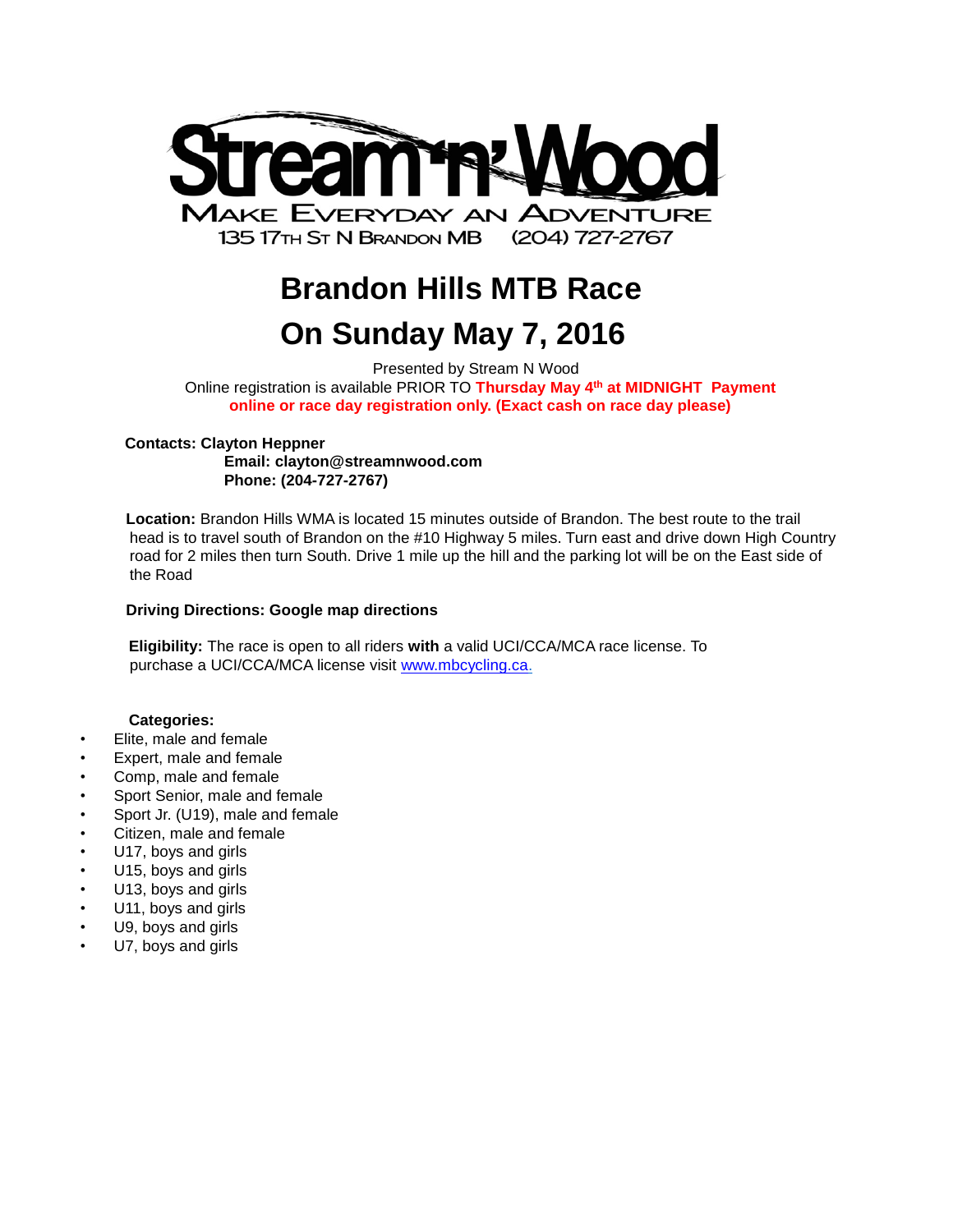Stream 'n' Wood

MAKE EVERYDAY AN ADVENTURE

135 17TH ST N BRANDON MB (204) 727-2767

# Brandon Hills MTB Race

# On Sunday May 7, 2016

Presented by Stream N Wood

Online registration is available PRIOR TO **Thursday May 4th at MIDNIGHT Payment online or race day registration only. (Exact cash on race day please)**

**Contacts: Clayton Heppner**
**Email: clayton@streamnwood.com**
**Phone: (204-727-2767)**

**Location:** Brandon Hills WMA is located 15 minutes outside of Brandon. The best route to the trail head is to travel south of Brandon on the #10 Highway 5 miles. Turn east and drive down High Country road for 2 miles then turn South. Drive 1 mile up the hill and the parking lot will be on the East side of the Road

**Driving Directions: Google map directions**

**Eligibility:** The race is open to all riders **with** a valid UCI/CCA/MCA race license. To purchase a UCI/CCA/MCA license visit www.mbcycling.ca.

**Categories:**

- Elite, male and female
- Expert, male and female
- Comp, male and female
- Sport Senior, male and female
- Sport Jr. (U19), male and female
- Citizen, male and female
- U17, boys and girls
- U15, boys and girls
- U13, boys and girls
- U11, boys and girls
- U9, boys and girls
- U7, boys and girls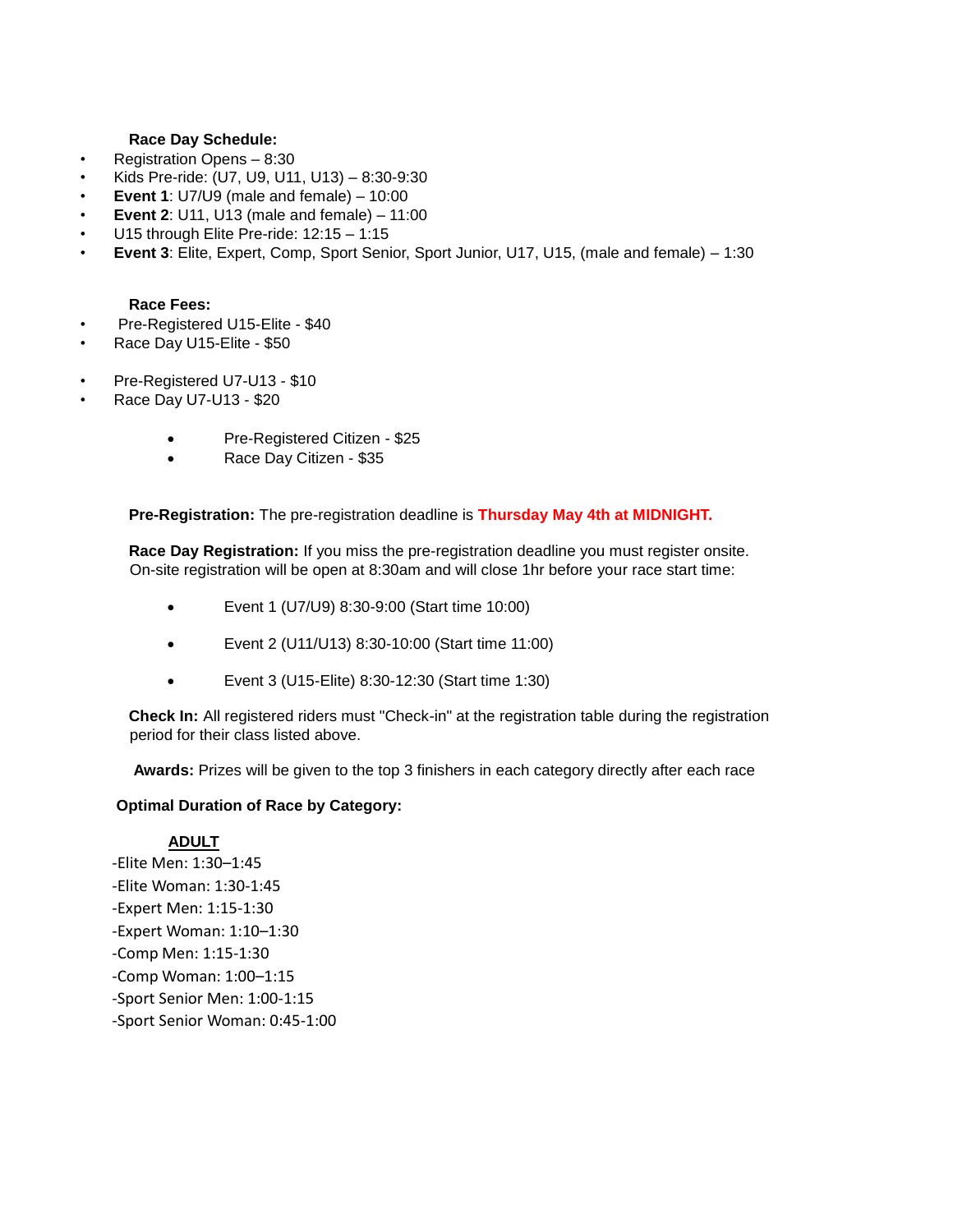**Race Day Schedule:**

- Registration Opens – 8:30
- Kids Pre-ride: (U7, U9, U11, U13) – 8:30-9:30
- **Event 1**: U7/U9 (male and female) – 10:00
- **Event 2**: U11, U13 (male and female) – 11:00
- U15 through Elite Pre-ride: 12:15 – 1:15
- **Event 3**: Elite, Expert, Comp, Sport Senior, Sport Junior, U17, U15, (male and female) – 1:30

**Race Fees:**

- Pre-Registered U15-Elite - $40
- Race Day U15-Elite - $50

- Pre-Registered U7-U13 - $10
- Race Day U7-U13 - $20

  - Pre-Registered Citizen - $25
  - Race Day Citizen - $35

**Pre-Registration:** The pre-registration deadline is **Thursday May 4th at MIDNIGHT.**

**Race Day Registration:** If you miss the pre-registration deadline you must register onsite. On-site registration will be open at 8:30am and will close 1hr before your race start time:

  - Event 1 (U7/U9) 8:30-9:00 (Start time 10:00)
  - Event 2 (U11/U13) 8:30-10:00 (Start time 11:00)
  - Event 3 (U15-Elite) 8:30-12:30 (Start time 1:30)

**Check In:** All registered riders must "Check-in" at the registration table during the registration period for their class listed above.

**Awards:** Prizes will be given to the top 3 finishers in each category directly after each race

**Optimal Duration of Race by Category:**

**ADULT**

-Elite Men: 1:30–1:45
-Elite Woman: 1:30-1:45
-Expert Men: 1:15-1:30
-Expert Woman: 1:10–1:30
-Comp Men: 1:15-1:30
-Comp Woman: 1:00–1:15
-Sport Senior Men: 1:00-1:15
-Sport Senior Woman: 0:45-1:00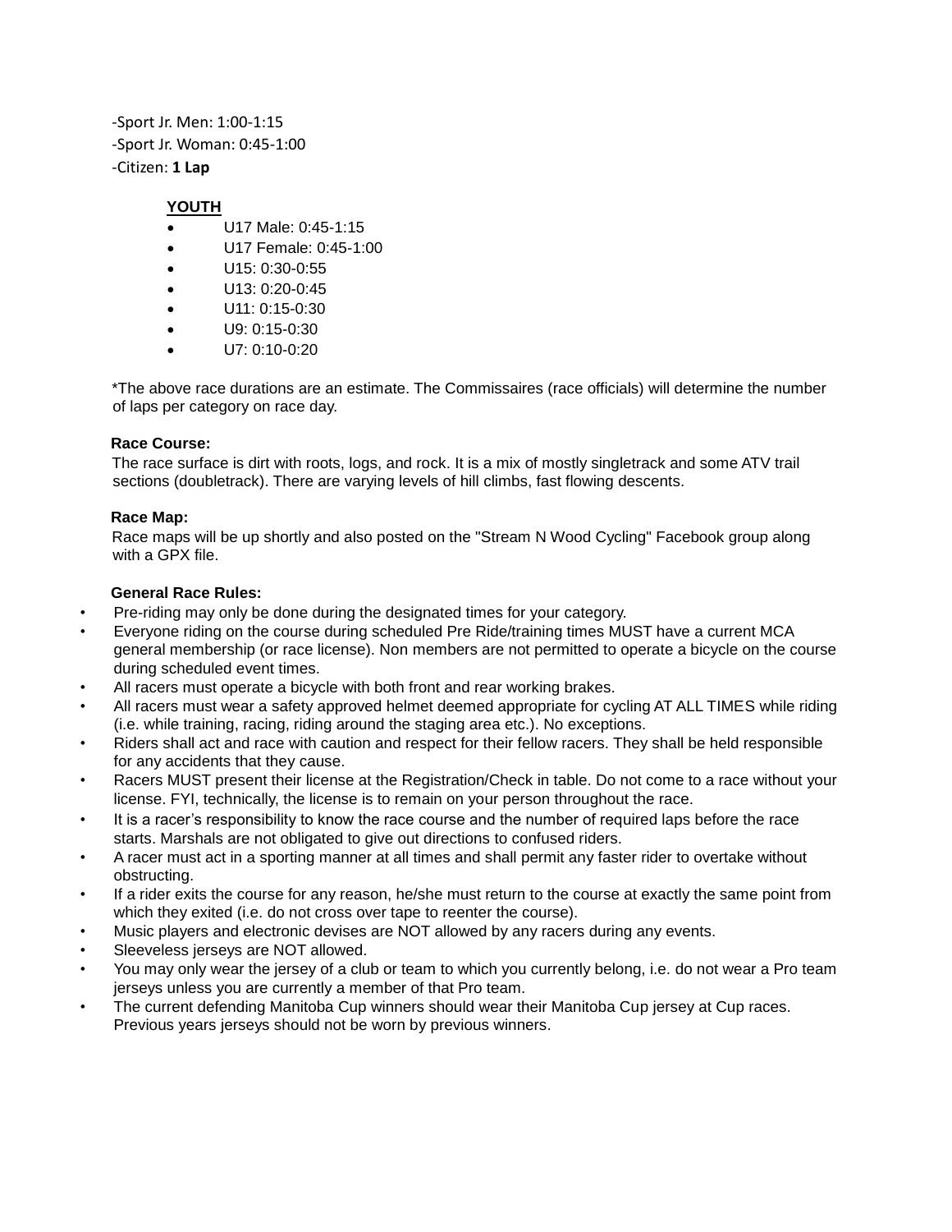-Sport Jr. Men: 1:00-1:15
-Sport Jr. Woman: 0:45-1:00
-Citizen: **1 Lap**

**YOUTH**

- U17 Male: 0:45-1:15
- U17 Female: 0:45-1:00
- U15: 0:30-0:55
- U13: 0:20-0:45
- U11: 0:15-0:30
- U9: 0:15-0:30
- U7: 0:10-0:20

*The above race durations are an estimate. The Commissaires (race officials) will determine the number of laps per category on race day.

**Race Course:**

The race surface is dirt with roots, logs, and rock. It is a mix of mostly singletrack and some ATV trail sections (doubletrack). There are varying levels of hill climbs, fast flowing descents.

**Race Map:**

Race maps will be up shortly and also posted on the "Stream N Wood Cycling" Facebook group along with a GPX file.

**General Race Rules:**

- Pre-riding may only be done during the designated times for your category.
- Everyone riding on the course during scheduled Pre Ride/training times MUST have a current MCA general membership (or race license). Non members are not permitted to operate a bicycle on the course during scheduled event times.
- All racers must operate a bicycle with both front and rear working brakes.
- All racers must wear a safety approved helmet deemed appropriate for cycling AT ALL TIMES while riding (i.e. while training, racing, riding around the staging area etc.). No exceptions.
- Riders shall act and race with caution and respect for their fellow racers. They shall be held responsible for any accidents that they cause.
- Racers MUST present their license at the Registration/Check in table. Do not come to a race without your license. FYI, technically, the license is to remain on your person throughout the race.
- It is a racer's responsibility to know the race course and the number of required laps before the race starts. Marshals are not obligated to give out directions to confused riders.
- A racer must act in a sporting manner at all times and shall permit any faster rider to overtake without obstructing.
- If a rider exits the course for any reason, he/she must return to the course at exactly the same point from which they exited (i.e. do not cross over tape to reenter the course).
- Music players and electronic devises are NOT allowed by any racers during any events.
- Sleeveless jerseys are NOT allowed.
- You may only wear the jersey of a club or team to which you currently belong, i.e. do not wear a Pro team jerseys unless you are currently a member of that Pro team.
- The current defending Manitoba Cup winners should wear their Manitoba Cup jersey at Cup races. Previous years jerseys should not be worn by previous winners.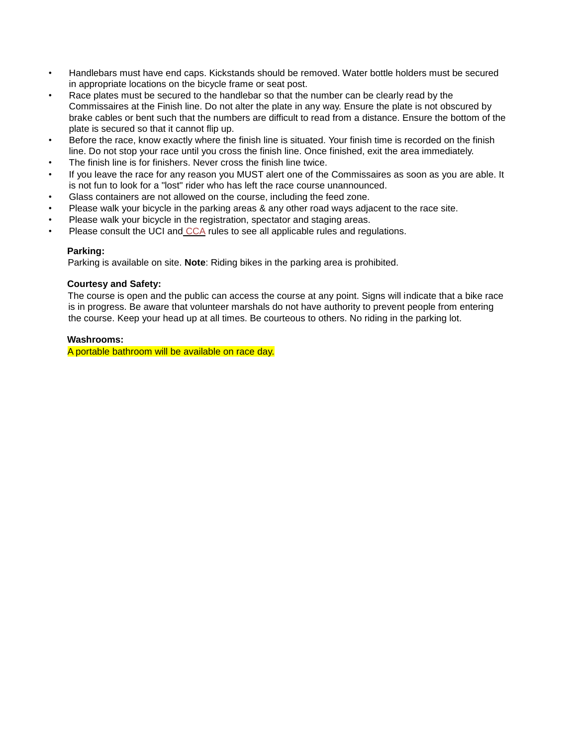- Handlebars must have end caps. Kickstands should be removed. Water bottle holders must be secured in appropriate locations on the bicycle frame or seat post.
- Race plates must be secured to the handlebar so that the number can be clearly read by the Commissaires at the Finish line. Do not alter the plate in any way. Ensure the plate is not obscured by brake cables or bent such that the numbers are difficult to read from a distance. Ensure the bottom of the plate is secured so that it cannot flip up.
- Before the race, know exactly where the finish line is situated. Your finish time is recorded on the finish line. Do not stop your race until you cross the finish line. Once finished, exit the area immediately.
- The finish line is for finishers. Never cross the finish line twice.
- If you leave the race for any reason you MUST alert one of the Commissaires as soon as you are able. It is not fun to look for a "lost" rider who has left the race course unannounced.
- Glass containers are not allowed on the course, including the feed zone.
- Please walk your bicycle in the parking areas & any other road ways adjacent to the race site.
- Please walk your bicycle in the registration, spectator and staging areas.
- Please consult the UCI and CCA rules to see all applicable rules and regulations.

**Parking:**

Parking is available on site. **Note**: Riding bikes in the parking area is prohibited.

**Courtesy and Safety:**

The course is open and the public can access the course at any point. Signs will indicate that a bike race is in progress. Be aware that volunteer marshals do not have authority to prevent people from entering the course. Keep your head up at all times. Be courteous to others. No riding in the parking lot.

**Washrooms:**

A portable bathroom will be available on race day.